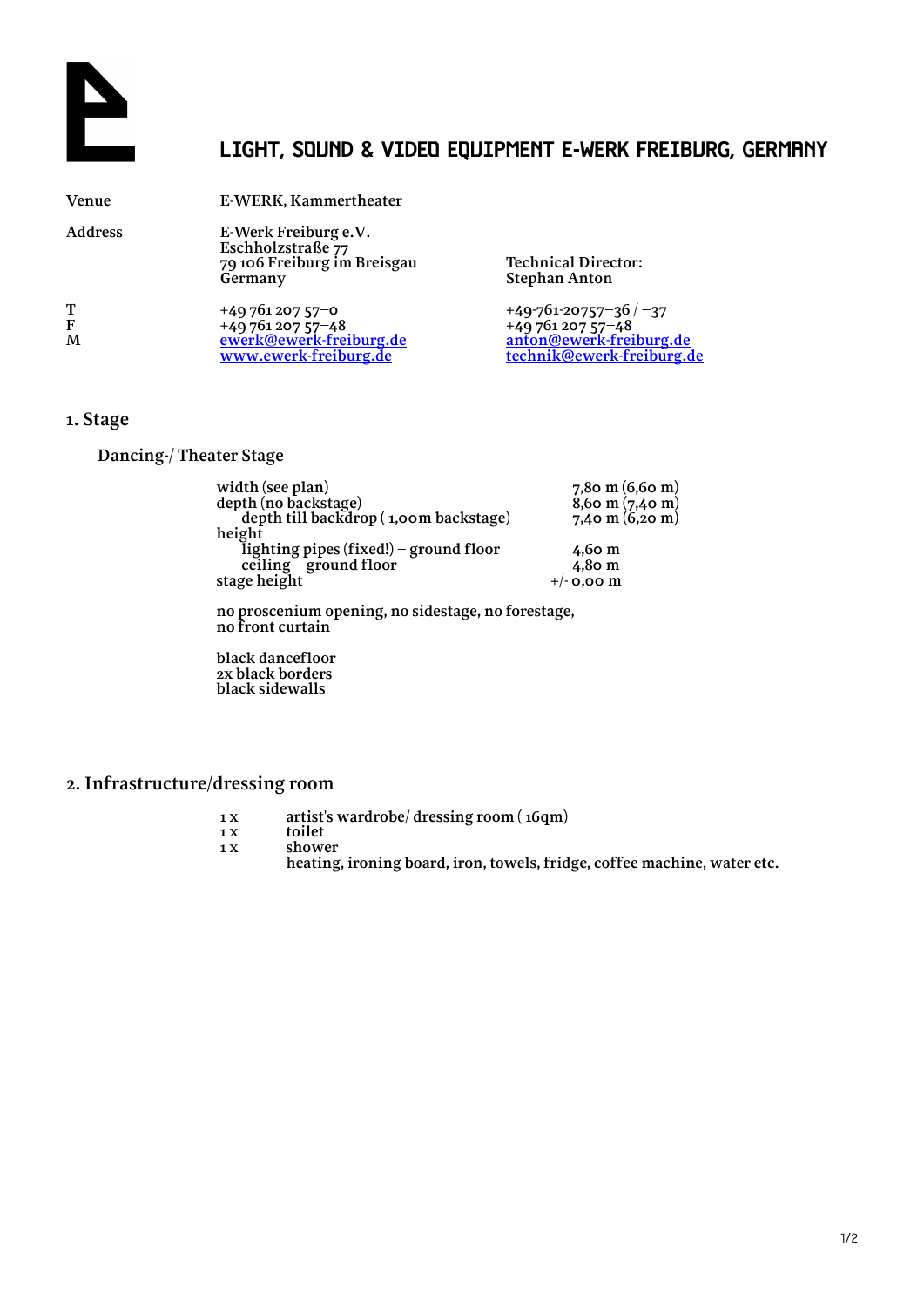# LIGHT, SOUND & VIDEO EQUIPMENT E-WERK FREIBURG, GERMANY

| | | |
|---|---|---|
| **Venue** | **E-WERK, Kammertheater** | |
| **Address** | **E-Werk Freiburg e.V.**<br>**Eschholzstraße 77**<br>**79 106 Freiburg im Breisgau**<br>**Germany** | **Technical Director:**<br>**Stephan Anton** |
| **T** | +49 761 207 57–0 | +49-761-20757–36 / –37 |
| **F** | +49 761 207 57–48 | +49 761 207 57–48 |
| **M** | ewerk@ewerk-freiburg.de | anton@ewerk-freiburg.de |
| | www.ewerk-freiburg.de | technik@ewerk-freiburg.de |

## 1. Stage

### Dancing-/ Theater Stage

| | |
|---|---|
| width (see plan) | 7,80 m (6,60 m) |
| depth (no backstage) | 8,60 m (7,40 m) |
| depth till backdrop ( 1,00m backstage) | 7,40 m (6,20 m) |
| height | |
| lighting pipes (fixed!) – ground floor | 4,60 m |
| ceiling – ground floor | 4,80 m |
| stage height | +/- 0,00 m |

no proscenium opening, no sidestage, no forestage,
no front curtain

black dancefloor
2x black borders
black sidewalls

## 2. Infrastructure/dressing room

| | |
|---|---|
| 1 x | artist's wardrobe/ dressing room ( 16qm) |
| 1 x | toilet |
| 1 x | shower |
| | heating, ironing board, iron, towels, fridge, coffee machine, water etc. |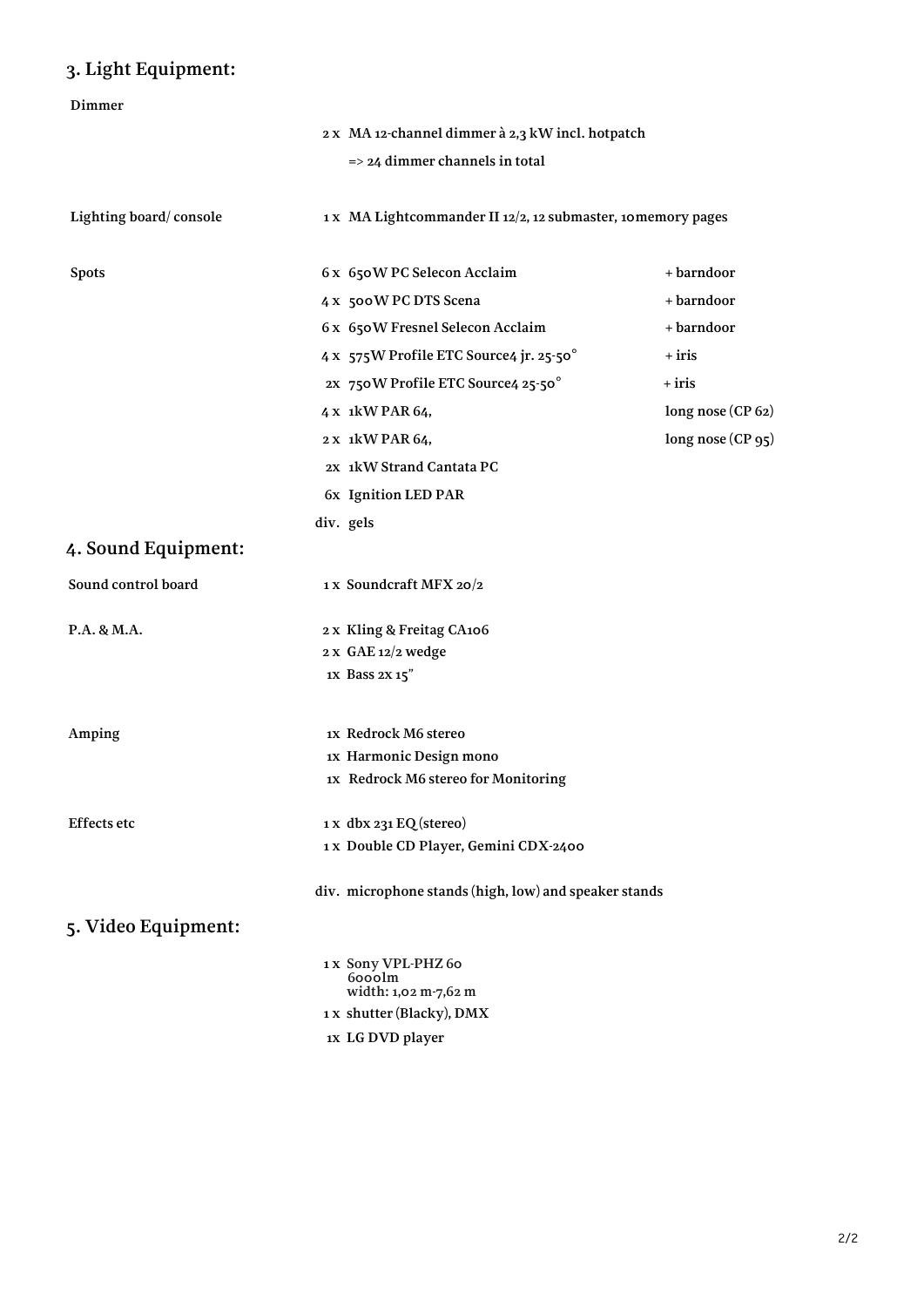## 3. Light Equipment:

| | | |
|---|---|---|
| **Dimmer** | **2 x MA 12-channel dimmer à 2,3 kW incl. hotpatch** | |
| | **=> 24 dimmer channels in total** | |
| **Lighting board/ console** | **1 x MA Lightcommander II 12/2, 12 submaster, 10memory pages** | |
| **Spots** | **6 x 650W PC Selecon Acclaim** | **+ barndoor** |
| | **4 x 500W PC DTS Scena** | **+ barndoor** |
| | **6 x 650W Fresnel Selecon Acclaim** | **+ barndoor** |
| | **4 x 575W Profile ETC Source4 jr. 25-50°** | **+ iris** |
| | **2x 750W Profile ETC Source4 25-50°** | **+ iris** |
| | **4 x 1kW PAR 64,** | **long nose (CP 62)** |
| | **2 x 1kW PAR 64,** | **long nose (CP 95)** |
| | **2x 1kW Strand Cantata PC** | |
| | **6x Ignition LED PAR** | |
| | **div. gels** | |

## 4. Sound Equipment:

| | |
|---|---|
| **Sound control board** | **1 x Soundcraft MFX 20/2** |
| **P.A. & M.A.** | **2 x Kling & Freitag CA106** |
| | **2 x GAE 12/2 wedge** |
| | **1x Bass 2x 15"** |
| **Amping** | **1x Redrock M6 stereo** |
| | **1x Harmonic Design mono** |
| | **1x Redrock M6 stereo for Monitoring** |
| **Effects etc** | **1 x dbx 231 EQ (stereo)** |
| | **1 x Double CD Player, Gemini CDX-2400** |
| | **div. microphone stands (high, low) and speaker stands** |

## 5. Video Equipment:

**1 x Sony VPL-PHZ 60**
**6000lm**
**width: 1,02 m-7,62 m**

**1 x shutter (Blacky), DMX**

**1x LG DVD player**